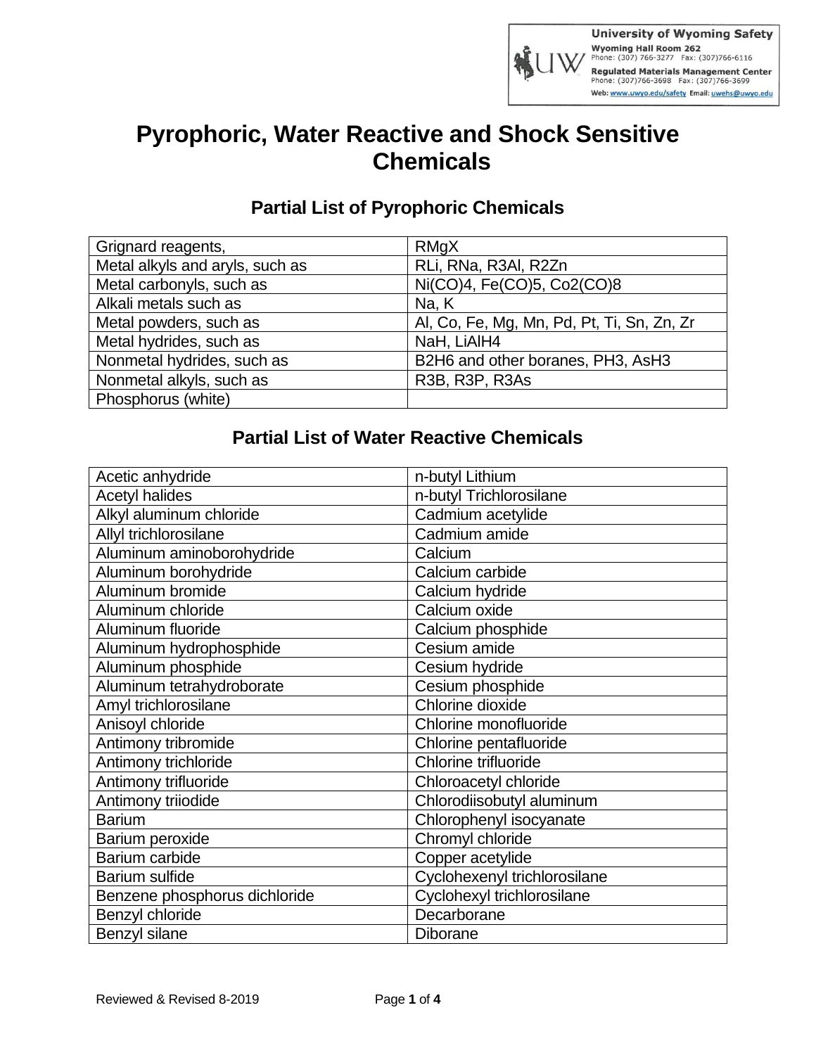University of Wyoming Safety
Wyoming Hall Room 262
Phone: (307) 766-3277 Fax: (307)766-6116
Regulated Materials Management Center
Phone: (307)766-3698 Fax: (307)766-3699
Web: www.uwyo.edu/safety Email: uwehs@uwyo.edu

# Pyrophoric, Water Reactive and Shock Sensitive Chemicals

## Partial List of Pyrophoric Chemicals

| | |
|---|---|
| Grignard reagents, | RMgX |
| Metal alkyls and aryls, such as | RLi, RNa, $R_3Al$, $R_2Zn$ |
| Metal carbonyls, such as | $Ni(CO)_4$, $Fe(CO)_5$, $Co_2(CO)_8$ |
| Alkali metals such as | Na, K |
| Metal powders, such as | Al, Co, Fe, Mg, Mn, Pd, Pt, Ti, Sn, Zn, Zr |
| Metal hydrides, such as | NaH, $LiAlH_4$ |
| Nonmetal hydrides, such as | $B_2H_6$ and other boranes, $PH_3$, $AsH_3$ |
| Nonmetal alkyls, such as | $R_3B$, $R_3P$, $R_3As$ |
| Phosphorus (white) | |

## Partial List of Water Reactive Chemicals

| | |
|---|---|
| Acetic anhydride | n-butyl Lithium |
| Acetyl halides | n-butyl Trichlorosilane |
| Alkyl aluminum chloride | Cadmium acetylide |
| Allyl trichlorosilane | Cadmium amide |
| Aluminum aminoborohydride | Calcium |
| Aluminum borohydride | Calcium carbide |
| Aluminum bromide | Calcium hydride |
| Aluminum chloride | Calcium oxide |
| Aluminum fluoride | Calcium phosphide |
| Aluminum hydrophosphide | Cesium amide |
| Aluminum phosphide | Cesium hydride |
| Aluminum tetrahydroborate | Cesium phosphide |
| Amyl trichlorosilane | Chlorine dioxide |
| Anisoyl chloride | Chlorine monofluoride |
| Antimony tribromide | Chlorine pentafluoride |
| Antimony trichloride | Chlorine trifluoride |
| Antimony trifluoride | Chloroacetyl chloride |
| Antimony triiodide | Chlorodiisobutyl aluminum |
| Barium | Chlorophenyl isocyanate |
| Barium peroxide | Chromyl chloride |
| Barium carbide | Copper acetylide |
| Barium sulfide | Cyclohexenyl trichlorosilane |
| Benzene phosphorus dichloride | Cyclohexyl trichlorosilane |
| Benzyl chloride | Decarborane |
| Benzyl silane | Diborane |

Reviewed & Revised 8-2019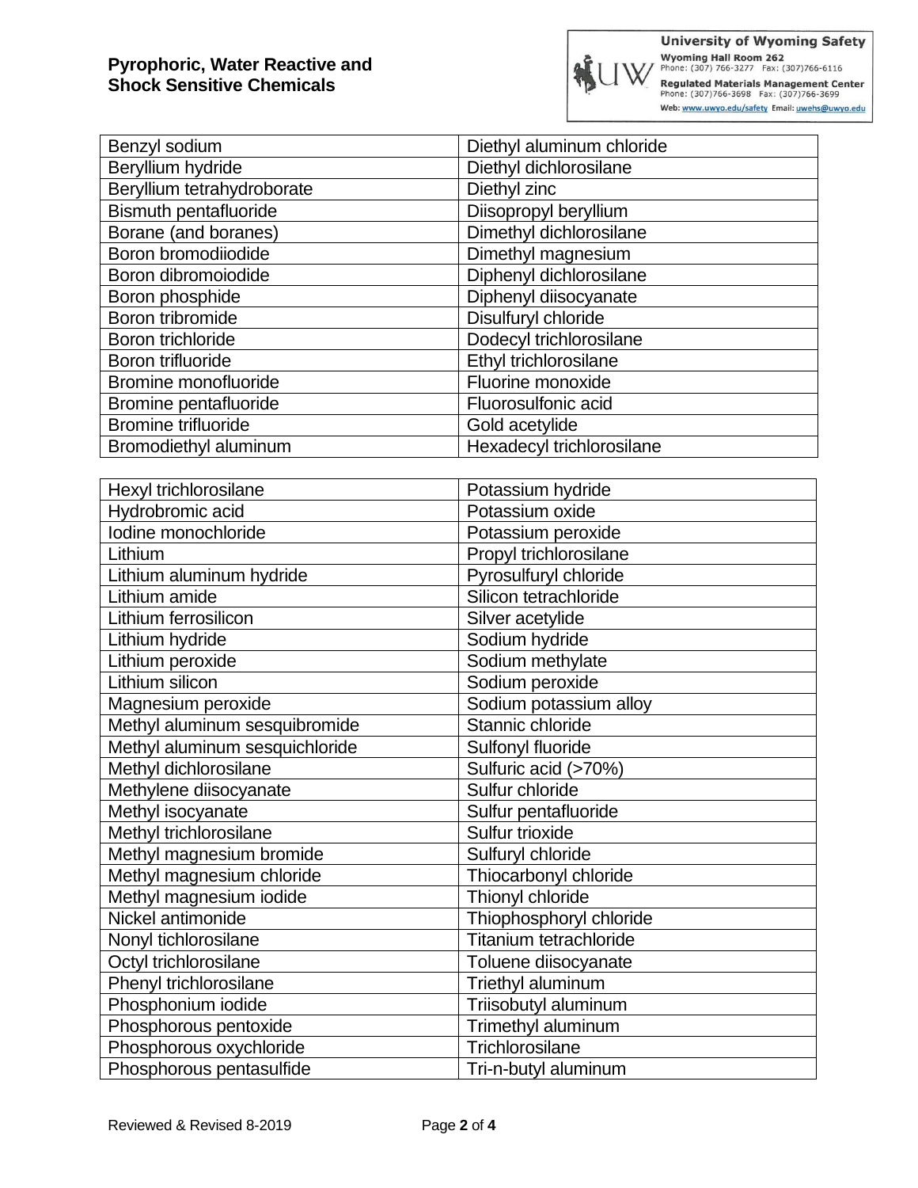| Benzyl sodium | Diethyl aluminum chloride |
|---|---|
| Beryllium hydride | Diethyl dichlorosilane |
| Beryllium tetrahydroborate | Diethyl zinc |
| Bismuth pentafluoride | Diisopropyl beryllium |
| Borane (and boranes) | Dimethyl dichlorosilane |
| Boron bromodiiodide | Dimethyl magnesium |
| Boron dibromoiodide | Diphenyl dichlorosilane |
| Boron phosphide | Diphenyl diisocyanate |
| Boron tribromide | Disulfuryl chloride |
| Boron trichloride | Dodecyl trichlorosilane |
| Boron trifluoride | Ethyl trichlorosilane |
| Bromine monofluoride | Fluorine monoxide |
| Bromine pentafluoride | Fluorosulfonic acid |
| Bromine trifluoride | Gold acetylide |
| Bromodiethyl aluminum | Hexadecyl trichlorosilane |

| Hexyl trichlorosilane | Potassium hydride |
|---|---|
| Hydrobromic acid | Potassium oxide |
| Iodine monochloride | Potassium peroxide |
| Lithium | Propyl trichlorosilane |
| Lithium aluminum hydride | Pyrosulfuryl chloride |
| Lithium amide | Silicon tetrachloride |
| Lithium ferrosilicon | Silver acetylide |
| Lithium hydride | Sodium hydride |
| Lithium peroxide | Sodium methylate |
| Lithium silicon | Sodium peroxide |
| Magnesium peroxide | Sodium potassium alloy |
| Methyl aluminum sesquibromide | Stannic chloride |
| Methyl aluminum sesquichloride | Sulfonyl fluoride |
| Methyl dichlorosilane | Sulfuric acid (>70%) |
| Methylene diisocyanate | Sulfur chloride |
| Methyl isocyanate | Sulfur pentafluoride |
| Methyl trichlorosilane | Sulfur trioxide |
| Methyl magnesium bromide | Sulfuryl chloride |
| Methyl magnesium chloride | Thiocarbonyl chloride |
| Methyl magnesium iodide | Thionyl chloride |
| Nickel antimonide | Thiophosphoryl chloride |
| Nonyl tichlorosilane | Titanium tetrachloride |
| Octyl trichlorosilane | Toluene diisocyanate |
| Phenyl trichlorosilane | Triethyl aluminum |
| Phosphonium iodide | Triisobutyl aluminum |
| Phosphorous pentoxide | Trimethyl aluminum |
| Phosphorous oxychloride | Trichlorosilane |
| Phosphorous pentasulfide | Tri-n-butyl aluminum |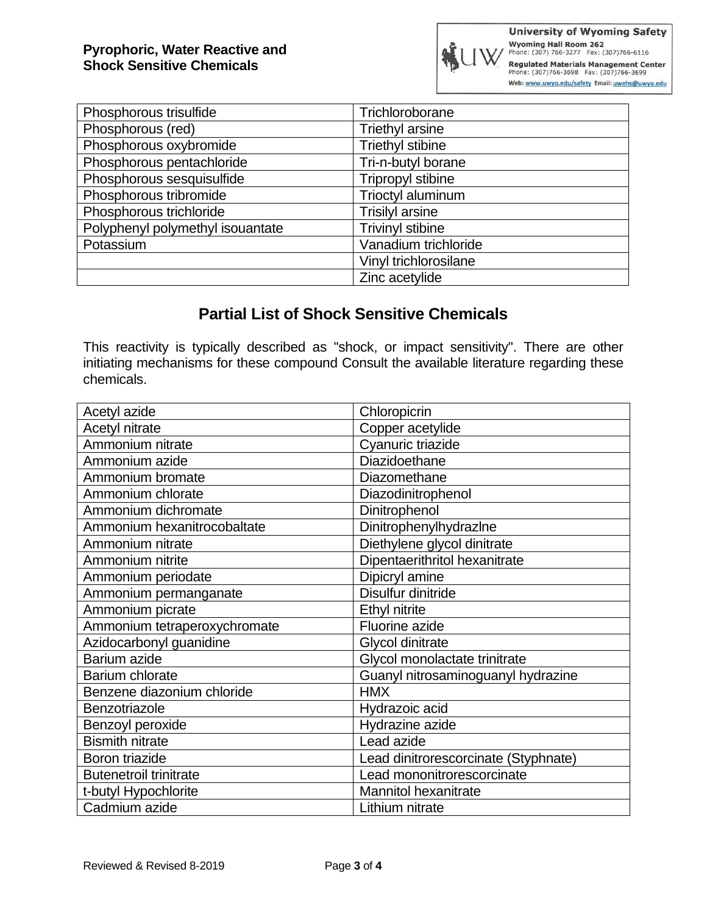| Phosphorous trisulfide | Trichloroborane |
|---|---|
| Phosphorous (red) | Triethyl arsine |
| Phosphorous oxybromide | Triethyl stibine |
| Phosphorous pentachloride | Tri-n-butyl borane |
| Phosphorous sesquisulfide | Tripropyl stibine |
| Phosphorous tribromide | Trioctyl aluminum |
| Phosphorous trichloride | Trisilyl arsine |
| Polyphenyl polymethyl isouantate | Trivinyl stibine |
| Potassium | Vanadium trichloride |
| | Vinyl trichlorosilane |
| | Zinc acetylide |

## Partial List of Shock Sensitive Chemicals

This reactivity is typically described as "shock, or impact sensitivity". There are other initiating mechanisms for these compound Consult the available literature regarding these chemicals.

| Acetyl azide | Chloropicrin |
|---|---|
| Acetyl nitrate | Copper acetylide |
| Ammonium nitrate | Cyanuric triazide |
| Ammonium azide | Diazidoethane |
| Ammonium bromate | Diazomethane |
| Ammonium chlorate | Diazodinitrophenol |
| Ammonium dichromate | Dinitrophenol |
| Ammonium hexanitrocobaltate | Dinitrophenylhydrazlne |
| Ammonium nitrate | Diethylene glycol dinitrate |
| Ammonium nitrite | Dipentaerithritol hexanitrate |
| Ammonium periodate | Dipicryl amine |
| Ammonium permanganate | Disulfur dinitride |
| Ammonium picrate | Ethyl nitrite |
| Ammonium tetraperoxychromate | Fluorine azide |
| Azidocarbonyl guanidine | Glycol dinitrate |
| Barium azide | Glycol monolactate trinitrate |
| Barium chlorate | Guanyl nitrosaminoguanyl hydrazine |
| Benzene diazonium chloride | HMX |
| Benzotriazole | Hydrazoic acid |
| Benzoyl peroxide | Hydrazine azide |
| Bismith nitrate | Lead azide |
| Boron triazide | Lead dinitrorescorcinate (Styphnate) |
| Butenetroil trinitrate | Lead mononitrorescorcinate |
| t-butyl Hypochlorite | Mannitol hexanitrate |
| Cadmium azide | Lithium nitrate |

Reviewed & Revised 8-2019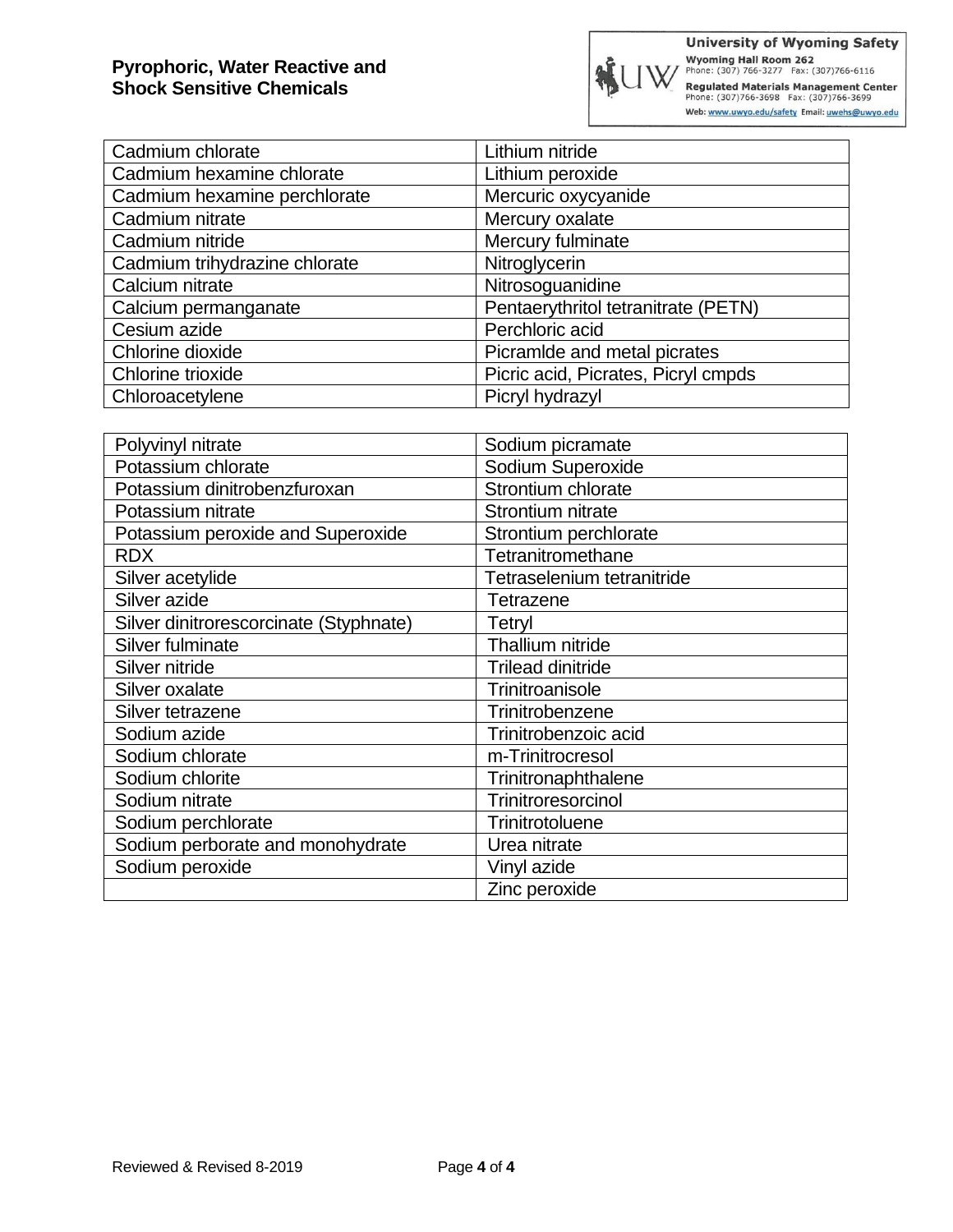| | |
|---|---|
| Cadmium chlorate | Lithium nitride |
| Cadmium hexamine chlorate | Lithium peroxide |
| Cadmium hexamine perchlorate | Mercuric oxycyanide |
| Cadmium nitrate | Mercury oxalate |
| Cadmium nitride | Mercury fulminate |
| Cadmium trihydrazine chlorate | Nitroglycerin |
| Calcium nitrate | Nitrosoguanidine |
| Calcium permanganate | Pentaerythritol tetranitrate (PETN) |
| Cesium azide | Perchloric acid |
| Chlorine dioxide | Picramlde and metal picrates |
| Chlorine trioxide | Picric acid, Picrates, Picryl cmpds |
| Chloroacetylene | Picryl hydrazyl |

| | |
|---|---|
| Polyvinyl nitrate | Sodium picramate |
| Potassium chlorate | Sodium Superoxide |
| Potassium dinitrobenzfuroxan | Strontium chlorate |
| Potassium nitrate | Strontium nitrate |
| Potassium peroxide and Superoxide | Strontium perchlorate |
| RDX | Tetranitromethane |
| Silver acetylide | Tetraselenium tetranitride |
| Silver azide | Tetrazene |
| Silver dinitrorescorcinate (Styphnate) | Tetryl |
| Silver fulminate | Thallium nitride |
| Silver nitride | Trilead dinitride |
| Silver oxalate | Trinitroanisole |
| Silver tetrazene | Trinitrobenzene |
| Sodium azide | Trinitrobenzoic acid |
| Sodium chlorate | m-Trinitrocresol |
| Sodium chlorite | Trinitronaphthalene |
| Sodium nitrate | Trinitroresorcinol |
| Sodium perchlorate | Trinitrotoluene |
| Sodium perborate and monohydrate | Urea nitrate |
| Sodium peroxide | Vinyl azide |
| | Zinc peroxide |